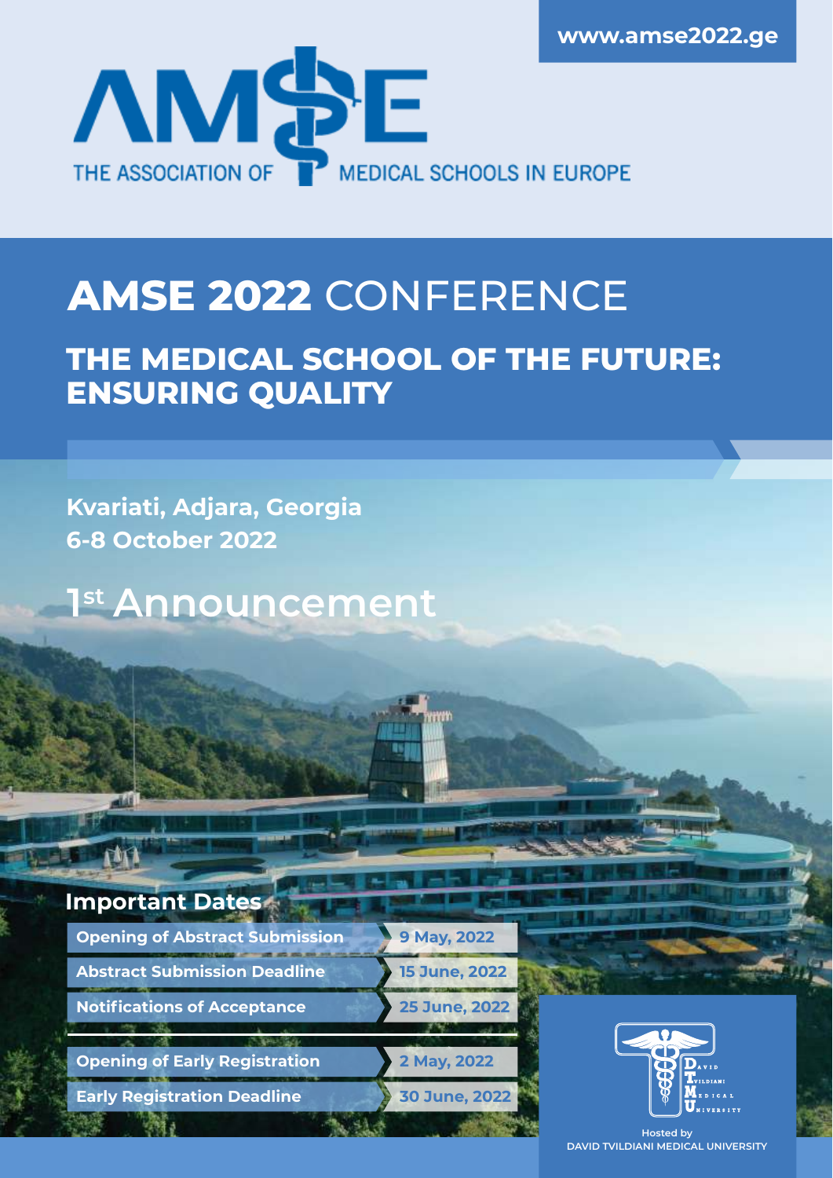www.amse2022.ge

AMSE

THE ASSOCIATION OF MEDICAL SCHOOLS IN EUROPE

# AMSE 2022 CONFERENCE

## THE MEDICAL SCHOOL OF THE FUTURE: ENSURING QUALITY

**Kvariati, Adjara, Georgia**
**6-8 October 2022**

# 1st Announcement

### Important Dates

| | |
|---|---|
| Opening of Abstract Submission | 9 May, 2022 |
| Abstract Submission Deadline | 15 June, 2022 |
| Notifications of Acceptance | 25 June, 2022 |
| Opening of Early Registration | 2 May, 2022 |
| Early Registration Deadline | 30 June, 2022 |

Hosted by
DAVID TVILDIANI MEDICAL UNIVERSITY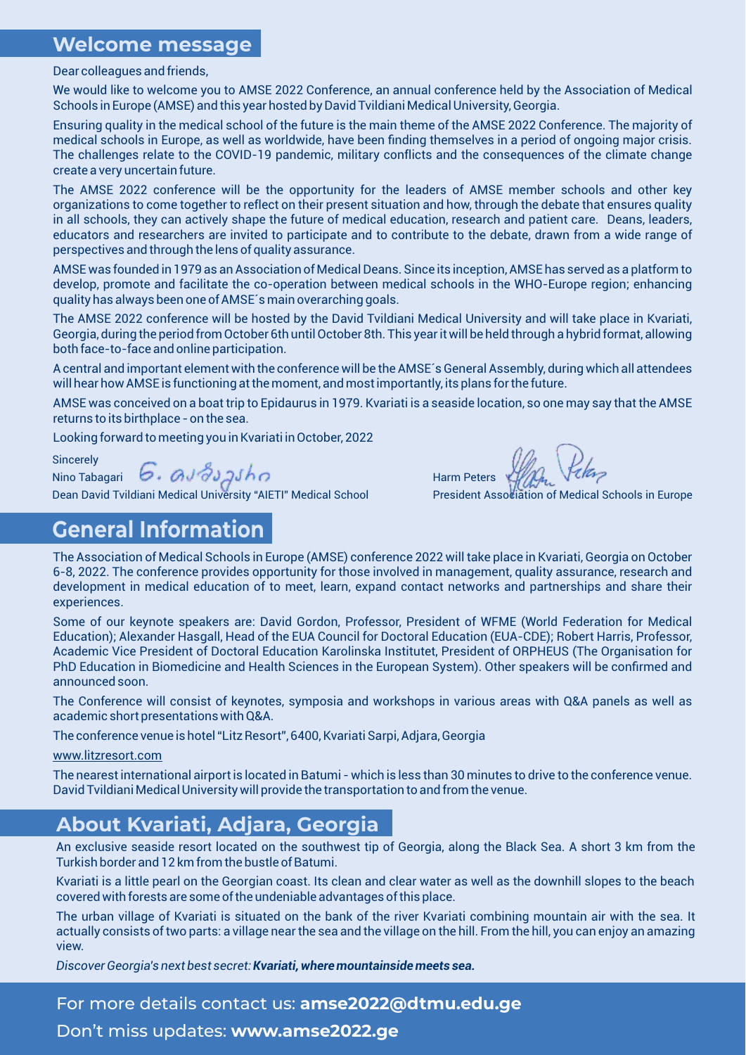## Welcome message

Dear colleagues and friends,

We would like to welcome you to AMSE 2022 Conference, an annual conference held by the Association of Medical Schools in Europe (AMSE) and this year hosted by David Tvildiani Medical University, Georgia.

Ensuring quality in the medical school of the future is the main theme of the AMSE 2022 Conference. The majority of medical schools in Europe, as well as worldwide, have been finding themselves in a period of ongoing major crisis. The challenges relate to the COVID-19 pandemic, military conflicts and the consequences of the climate change create a very uncertain future.

The AMSE 2022 conference will be the opportunity for the leaders of AMSE member schools and other key organizations to come together to reflect on their present situation and how, through the debate that ensures quality in all schools, they can actively shape the future of medical education, research and patient care. Deans, leaders, educators and researchers are invited to participate and to contribute to the debate, drawn from a wide range of perspectives and through the lens of quality assurance.

AMSE was founded in 1979 as an Association of Medical Deans. Since its inception, AMSE has served as a platform to develop, promote and facilitate the co-operation between medical schools in the WHO-Europe region; enhancing quality has always been one of AMSE´s main overarching goals.

The AMSE 2022 conference will be hosted by the David Tvildiani Medical University and will take place in Kvariati, Georgia, during the period from October 6th until October 8th. This year it will be held through a hybrid format, allowing both face-to-face and online participation.

A central and important element with the conference will be the AMSE´s General Assembly, during which all attendees will hear how AMSE is functioning at the moment, and most importantly, its plans for the future.

AMSE was conceived on a boat trip to Epidaurus in 1979. Kvariati is a seaside location, so one may say that the AMSE returns to its birthplace - on the sea.

Looking forward to meeting you in Kvariati in October, 2022

Sincerely

Nino Tabagari ნ. ტაბაგარი
Dean David Tvildiani Medical University "AIETI" Medical School

Harm Peters
President Association of Medical Schools in Europe

## General Information

The Association of Medical Schools in Europe (AMSE) conference 2022 will take place in Kvariati, Georgia on October 6-8, 2022. The conference provides opportunity for those involved in management, quality assurance, research and development in medical education of to meet, learn, expand contact networks and partnerships and share their experiences.

Some of our keynote speakers are: David Gordon, Professor, President of WFME (World Federation for Medical Education); Alexander Hasgall, Head of the EUA Council for Doctoral Education (EUA-CDE); Robert Harris, Professor, Academic Vice President of Doctoral Education Karolinska Institutet, President of ORPHEUS (The Organisation for PhD Education in Biomedicine and Health Sciences in the European System). Other speakers will be confirmed and announced soon.

The Conference will consist of keynotes, symposia and workshops in various areas with Q&A panels as well as academic short presentations with Q&A.

The conference venue is hotel "Litz Resort", 6400, Kvariati Sarpi, Adjara, Georgia

www.litzresort.com

The nearest international airport is located in Batumi - which is less than 30 minutes to drive to the conference venue. David Tvildiani Medical University will provide the transportation to and from the venue.

## About Kvariati, Adjara, Georgia

An exclusive seaside resort located on the southwest tip of Georgia, along the Black Sea. A short 3 km from the Turkish border and 12 km from the bustle of Batumi.

Kvariati is a little pearl on the Georgian coast. Its clean and clear water as well as the downhill slopes to the beach covered with forests are some of the undeniable advantages of this place.

The urban village of Kvariati is situated on the bank of the river Kvariati combining mountain air with the sea. It actually consists of two parts: a village near the sea and the village on the hill. From the hill, you can enjoy an amazing view.

*Discover Georgia's next best secret:* ***Kvariati, where mountainside meets sea.***

For more details contact us: **amse2022@dtmu.edu.ge**

Don't miss updates: **www.amse2022.ge**